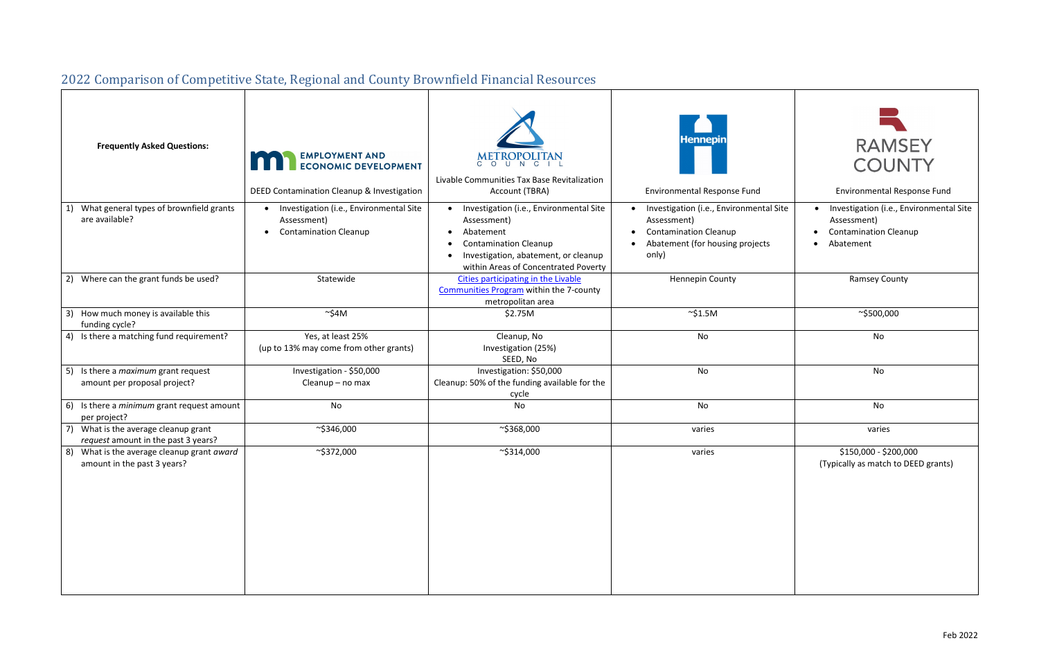## 2022 Comparison of Competitive State, Regional and County Brownfield Financial Resources

| Frequently Asked Questions: | EMPLOYMENT AND ECONOMIC DEVELOPMENT<br>DEED Contamination Cleanup & Investigation | METROPOLITAN COUNCIL<br>Livable Communities Tax Base Revitalization Account (TBRA) | Hennepin<br>Environmental Response Fund | RAMSEY COUNTY<br>Environmental Response Fund |
|---|---|---|---|---|
| 1) What general types of brownfield grants are available? | • Investigation (i.e., Environmental Site Assessment)<br>• Contamination Cleanup | • Investigation (i.e., Environmental Site Assessment)<br>• Abatement<br>• Contamination Cleanup<br>• Investigation, abatement, or cleanup within Areas of Concentrated Poverty | • Investigation (i.e., Environmental Site Assessment)<br>• Contamination Cleanup<br>• Abatement (for housing projects only) | • Investigation (i.e., Environmental Site Assessment)<br>• Contamination Cleanup<br>• Abatement |
| 2) Where can the grant funds be used? | Statewide | Cities participating in the Livable Communities Program within the 7-county metropolitan area | Hennepin County | Ramsey County |
| 3) How much money is available this funding cycle? | ~$4M | $2.75M | ~$1.5M | ~$500,000 |
| 4) Is there a matching fund requirement? | Yes, at least 25%<br>(up to 13% may come from other grants) | Cleanup, No<br>Investigation (25%)<br>SEED, No | No | No |
| 5) Is there a *maximum* grant request amount per proposal project? | Investigation - $50,000<br>Cleanup – no max | Investigation: $50,000<br>Cleanup: 50% of the funding available for the cycle | No | No |
| 6) Is there a *minimum* grant request amount per project? | No | No | No | No |
| 7) What is the average cleanup grant *request* amount in the past 3 years? | ~$346,000 | ~$368,000 | varies | varies |
| 8) What is the average cleanup grant *award* amount in the past 3 years? | ~$372,000 | ~$314,000 | varies | $150,000 - $200,000<br>(Typically as match to DEED grants) |

Feb 2022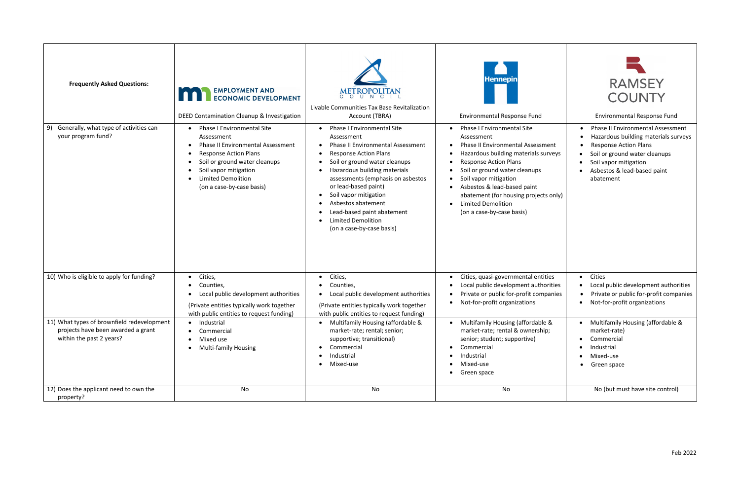| Frequently Asked Questions: | EMPLOYMENT AND ECONOMIC DEVELOPMENT<br>DEED Contamination Cleanup & Investigation | METROPOLITAN COUNCIL<br>Livable Communities Tax Base Revitalization Account (TBRA) | Hennepin<br>Environmental Response Fund | RAMSEY COUNTY<br>Environmental Response Fund |
|---|---|---|---|---|
| 9) Generally, what type of activities can your program fund? | • Phase I Environmental Site Assessment<br>• Phase II Environmental Assessment<br>• Response Action Plans<br>• Soil or ground water cleanups<br>• Soil vapor mitigation<br>• Limited Demolition<br>(on a case-by-case basis) | • Phase I Environmental Site Assessment<br>• Phase II Environmental Assessment<br>• Response Action Plans<br>• Soil or ground water cleanups<br>• Hazardous building materials assessments (emphasis on asbestos or lead-based paint)<br>• Soil vapor mitigation<br>• Asbestos abatement<br>• Lead-based paint abatement<br>• Limited Demolition<br>(on a case-by-case basis) | • Phase I Environmental Site Assessment<br>• Phase II Environmental Assessment<br>• Hazardous building materials surveys<br>• Response Action Plans<br>• Soil or ground water cleanups<br>• Soil vapor mitigation<br>• Asbestos & lead-based paint abatement (for housing projects only)<br>• Limited Demolition<br>(on a case-by-case basis) | • Phase II Environmental Assessment<br>• Hazardous building materials surveys<br>• Response Action Plans<br>• Soil or ground water cleanups<br>• Soil vapor mitigation<br>• Asbestos & lead-based paint abatement |
| 10) Who is eligible to apply for funding? | • Cities,<br>• Counties,<br>• Local public development authorities<br>(Private entities typically work together with public entities to request funding) | • Cities,<br>• Counties,<br>• Local public development authorities<br>(Private entities typically work together with public entities to request funding) | • Cities, quasi-governmental entities<br>• Local public development authorities<br>• Private or public for-profit companies<br>• Not-for-profit organizations | • Cities<br>• Local public development authorities<br>• Private or public for-profit companies<br>• Not-for-profit organizations |
| 11) What types of brownfield redevelopment projects have been awarded a grant within the past 2 years? | • Industrial<br>• Commercial<br>• Mixed use<br>• Multi-family Housing | • Multifamily Housing (affordable & market-rate; rental; senior; supportive; transitional)<br>• Commercial<br>• Industrial<br>• Mixed-use | • Multifamily Housing (affordable & market-rate; rental & ownership; senior; student; supportive)<br>• Commercial<br>• Industrial<br>• Mixed-use<br>• Green space | • Multifamily Housing (affordable & market-rate)<br>• Commercial<br>• Industrial<br>• Mixed-use<br>• Green space |
| 12) Does the applicant need to own the property? | No | No | No | No (but must have site control) |

Feb 2022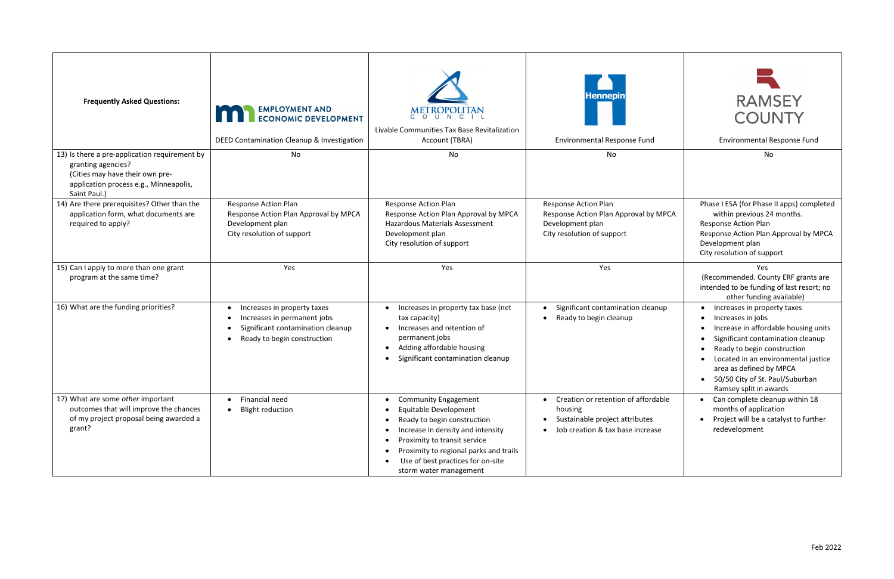| Frequently Asked Questions: | EMPLOYMENT AND ECONOMIC DEVELOPMENT<br>DEED Contamination Cleanup & Investigation | METROPOLITAN COUNCIL<br>Livable Communities Tax Base Revitalization Account (TBRA) | Hennepin<br>Environmental Response Fund | RAMSEY COUNTY<br>Environmental Response Fund |
|---|---|---|---|---|
| 13) Is there a pre-application requirement by granting agencies? (Cities may have their own pre-application process e.g., Minneapolis, Saint Paul.) | No | No | No | No |
| 14) Are there prerequisites? Other than the application form, what documents are required to apply? | Response Action Plan<br>Response Action Plan Approval by MPCA<br>Development plan<br>City resolution of support | Response Action Plan<br>Response Action Plan Approval by MPCA<br>Hazardous Materials Assessment<br>Development plan<br>City resolution of support | Response Action Plan<br>Response Action Plan Approval by MPCA<br>Development plan<br>City resolution of support | Phase I ESA (for Phase II apps) completed within previous 24 months.<br>Response Action Plan<br>Response Action Plan Approval by MPCA<br>Development plan<br>City resolution of support |
| 15) Can I apply to more than one grant program at the same time? | Yes | Yes | Yes | Yes<br>(Recommended. County ERF grants are intended to be funding of last resort; no other funding available) |
| 16) What are the funding priorities? | • Increases in property taxes<br>• Increases in permanent jobs<br>• Significant contamination cleanup<br>• Ready to begin construction | • Increases in property tax base (net tax capacity)<br>• Increases and retention of permanent jobs<br>• Adding affordable housing<br>• Significant contamination cleanup | • Significant contamination cleanup<br>• Ready to begin cleanup | • Increases in property taxes<br>• Increases in jobs<br>• Increase in affordable housing units<br>• Significant contamination cleanup<br>• Ready to begin construction<br>• Located in an environmental justice area as defined by MPCA<br>• 50/50 City of St. Paul/Suburban Ramsey split in awards |
| 17) What are some *other* important outcomes that will improve the chances of my project proposal being awarded a grant? | • Financial need<br>• Blight reduction | • Community Engagement<br>• Equitable Development<br>• Ready to begin construction<br>• Increase in density and intensity<br>• Proximity to transit service<br>• Proximity to regional parks and trails<br>• Use of best practices for on-site storm water management | • Creation or retention of affordable housing<br>• Sustainable project attributes<br>• Job creation & tax base increase | • Can complete cleanup within 18 months of application<br>• Project will be a catalyst to further redevelopment |

Feb 2022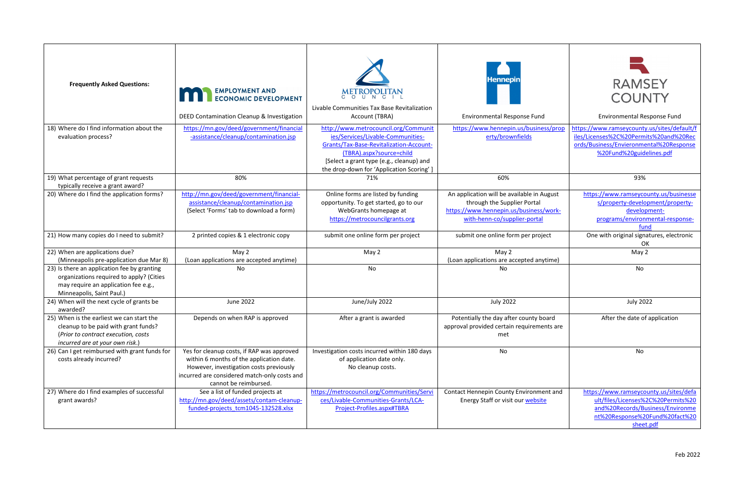| Frequently Asked Questions: | EMPLOYMENT AND ECONOMIC DEVELOPMENT<br>DEED Contamination Cleanup & Investigation | METROPOLITAN COUNCIL<br>Livable Communities Tax Base Revitalization Account (TBRA) | Hennepin<br>Environmental Response Fund | RAMSEY COUNTY<br>Environmental Response Fund |
|---|---|---|---|---|
| 18) Where do I find information about the evaluation process? | https://mn.gov/deed/government/financial-assistance/cleanup/contamination.jsp | http://www.metrocouncil.org/Communities/Services/Livable-Communities-Grants/Tax-Base-Revitalization-Account-(TBRA).aspx?source=child<br>[Select a grant type (e.g., cleanup) and the drop-down for 'Application Scoring' ] | https://www.hennepin.us/business/property/brownfields | https://www.ramseycounty.us/sites/default/files/Licenses%2C%20Permits%20and%20Records/Business/Envieronmental%20Response%20Fund%20guidelines.pdf |
| 19) What percentage of grant requests typically receive a grant award? | 80% | 71% | 60% | 93% |
| 20) Where do I find the application forms? | http://mn.gov/deed/government/financial-assistance/cleanup/contamination.jsp<br>(Select 'Forms' tab to download a form) | Online forms are listed by funding opportunity. To get started, go to our WebGrants homepage at https://metrocouncilgrants.org | An application will be available in August through the Supplier Portal https://www.hennepin.us/business/work-with-henn-co/supplier-portal | https://www.ramseycounty.us/businesses/property-development/property-development-programs/environmental-response-fund |
| 21) How many copies do I need to submit? | 2 printed copies & 1 electronic copy | submit one online form per project | submit one online form per project | One with original signatures, electronic OK |
| 22) When are applications due?<br>(Minneapolis pre-application due Mar 8) | May 2<br>(Loan applications are accepted anytime) | May 2 | May 2<br>(Loan applications are accepted anytime) | May 2 |
| 23) Is there an application fee by granting organizations required to apply? (Cities may require an application fee e.g., Minneapolis, Saint Paul.) | No | No | No | No |
| 24) When will the next cycle of grants be awarded? | June 2022 | June/July 2022 | July 2022 | July 2022 |
| 25) When is the earliest we can start the cleanup to be paid with grant funds?<br>(*Prior to contract execution, costs incurred are at your own risk.*) | Depends on when RAP is approved | After a grant is awarded | Potentially the day after county board approval provided certain requirements are met | After the date of application |
| 26) Can I get reimbursed with grant funds for costs already incurred? | Yes for cleanup costs, if RAP was approved within 6 months of the application date. However, investigation costs previously incurred are considered match-only costs and cannot be reimbursed. | Investigation costs incurred within 180 days of application date only.<br>No cleanup costs. | No | No |
| 27) Where do I find examples of successful grant awards? | See a list of funded projects at http://mn.gov/deed/assets/contam-cleanup-funded-projects_tcm1045-132528.xlsx | https://metrocouncil.org/Communities/Services/Livable-Communities-Grants/LCA-Project-Profiles.aspx#TBRA | Contact Hennepin County Environment and Energy Staff or visit our website | https://www.ramseycounty.us/sites/default/files/Licenses%2C%20Permits%20and%20Records/Business/Environment%20Response%20Fund%20fact%20sheet.pdf |

Feb 2022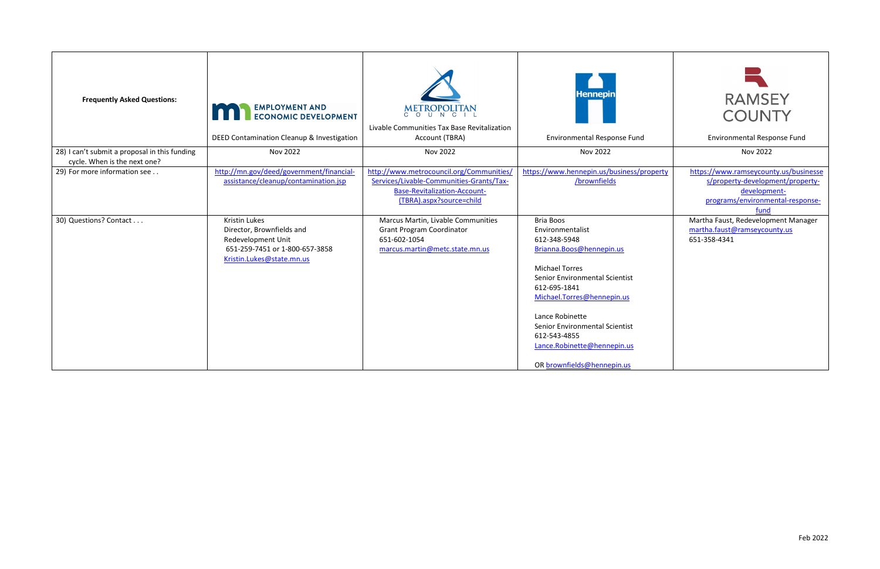| Frequently Asked Questions: | EMPLOYMENT AND ECONOMIC DEVELOPMENT<br>DEED Contamination Cleanup & Investigation | METROPOLITAN COUNCIL<br>Livable Communities Tax Base Revitalization Account (TBRA) | Hennepin<br>Environmental Response Fund | RAMSEY COUNTY<br>Environmental Response Fund |
|---|---|---|---|---|
| 28) I can't submit a proposal in this funding cycle. When is the next one? | Nov 2022 | Nov 2022 | Nov 2022 | Nov 2022 |
| 29) For more information see . . | http://mn.gov/deed/government/financial-assistance/cleanup/contamination.jsp | http://www.metrocouncil.org/Communities/Services/Livable-Communities-Grants/Tax-Base-Revitalization-Account-(TBRA).aspx?source=child | https://www.hennepin.us/business/property/brownfields | https://www.ramseycounty.us/businesses/property-development/property-development-programs/environmental-response-fund |
| 30) Questions? Contact . . . | Kristin Lukes<br>Director, Brownfields and Redevelopment Unit<br>651-259-7451 or 1-800-657-3858<br>Kristin.Lukes@state.mn.us | Marcus Martin, Livable Communities Grant Program Coordinator<br>651-602-1054<br>marcus.martin@metc.state.mn.us | Bria Boos<br>Environmentalist<br>612-348-5948<br>Brianna.Boos@hennepin.us<br><br>Michael Torres<br>Senior Environmental Scientist<br>612-695-1841<br>Michael.Torres@hennepin.us<br><br>Lance Robinette<br>Senior Environmental Scientist<br>612-543-4855<br>Lance.Robinette@hennepin.us<br><br>OR brownfields@hennepin.us | Martha Faust, Redevelopment Manager<br>martha.faust@ramseycounty.us<br>651-358-4341 |

Feb 2022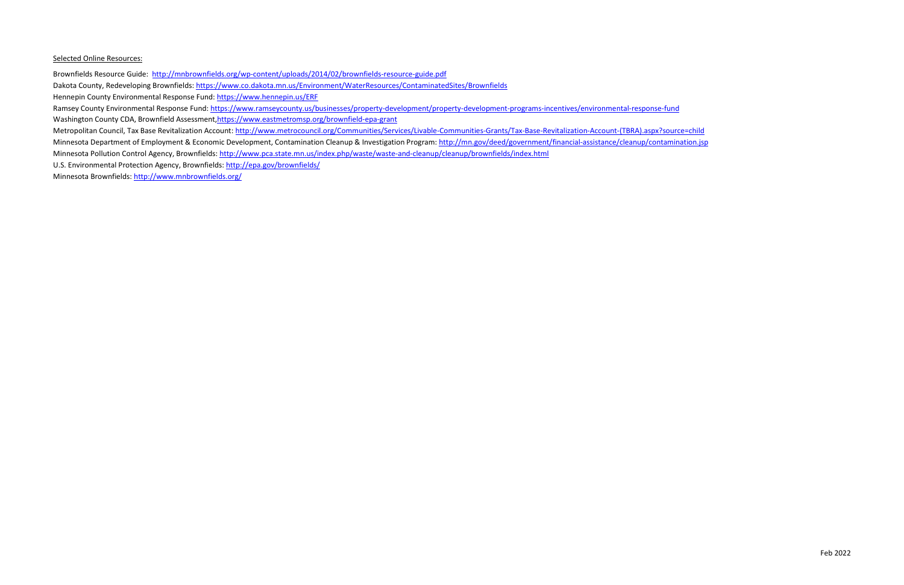Selected Online Resources:

Brownfields Resource Guide: http://mnbrownfields.org/wp-content/uploads/2014/02/brownfields-resource-guide.pdf

Dakota County, Redeveloping Brownfields: https://www.co.dakota.mn.us/Environment/WaterResources/ContaminatedSites/Brownfields

Hennepin County Environmental Response Fund: https://www.hennepin.us/ERF

Ramsey County Environmental Response Fund: https://www.ramseycounty.us/businesses/property-development/property-development-programs-incentives/environmental-response-fund

Washington County CDA, Brownfield Assessment,https://www.eastmetromsp.org/brownfield-epa-grant

Metropolitan Council, Tax Base Revitalization Account: http://www.metrocouncil.org/Communities/Services/Livable-Communities-Grants/Tax-Base-Revitalization-Account-(TBRA).aspx?source=child

Minnesota Department of Employment & Economic Development, Contamination Cleanup & Investigation Program: http://mn.gov/deed/government/financial-assistance/cleanup/contamination.jsp

Minnesota Pollution Control Agency, Brownfields: http://www.pca.state.mn.us/index.php/waste/waste-and-cleanup/cleanup/brownfields/index.html

U.S. Environmental Protection Agency, Brownfields: http://epa.gov/brownfields/

Minnesota Brownfields: http://www.mnbrownfields.org/

Feb 2022